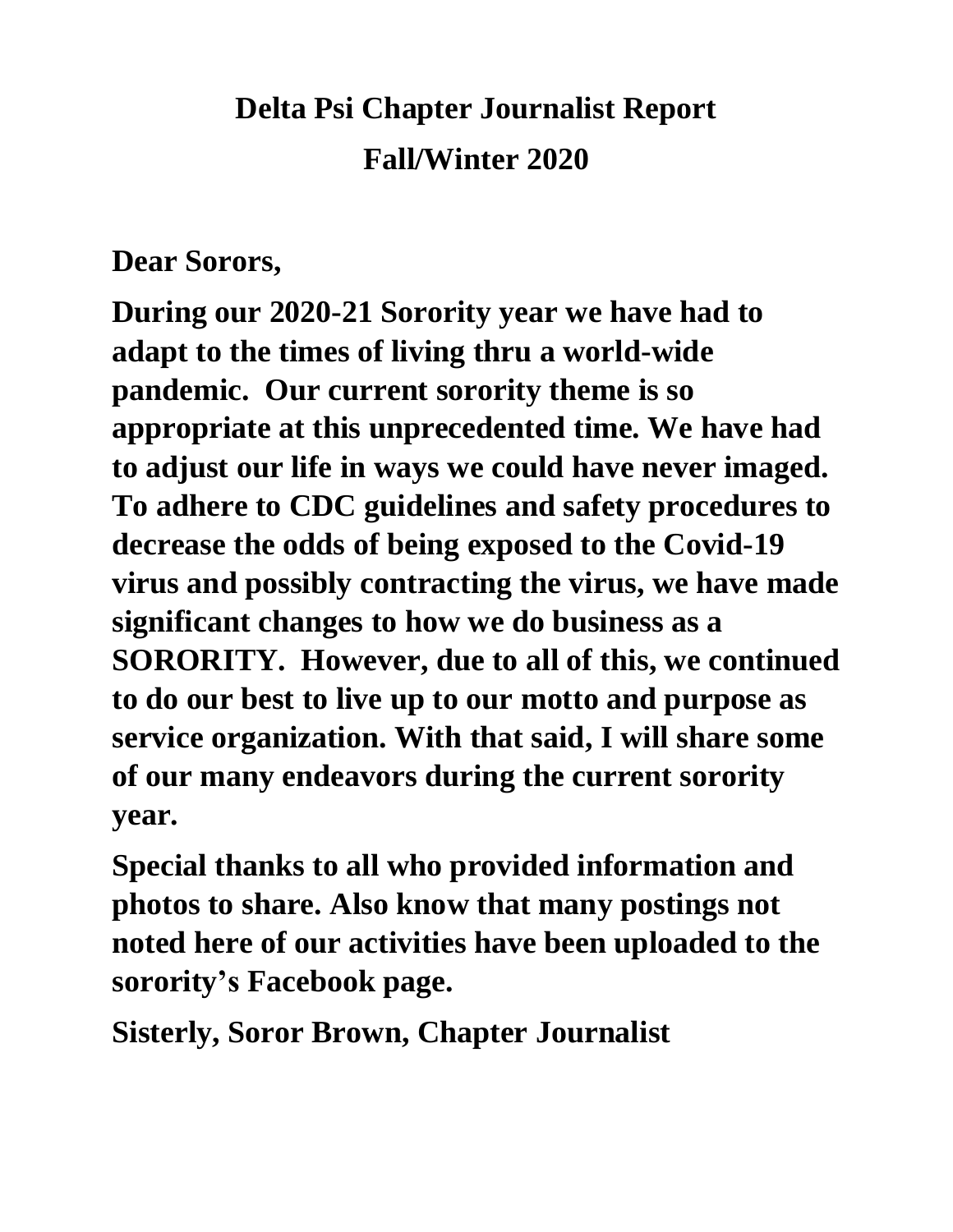# Delta Psi Chapter Journalist Report
## Fall/Winter 2020

**Dear Sorors,**

**During our 2020-21 Sorority year we have had to adapt to the times of living thru a world-wide pandemic. Our current sorority theme is so appropriate at this unprecedented time. We have had to adjust our life in ways we could have never imaged. To adhere to CDC guidelines and safety procedures to decrease the odds of being exposed to the Covid-19 virus and possibly contracting the virus, we have made significant changes to how we do business as a SORORITY. However, due to all of this, we continued to do our best to live up to our motto and purpose as service organization. With that said, I will share some of our many endeavors during the current sorority year.**

**Special thanks to all who provided information and photos to share. Also know that many postings not noted here of our activities have been uploaded to the sorority's Facebook page.**

**Sisterly, Soror Brown, Chapter Journalist**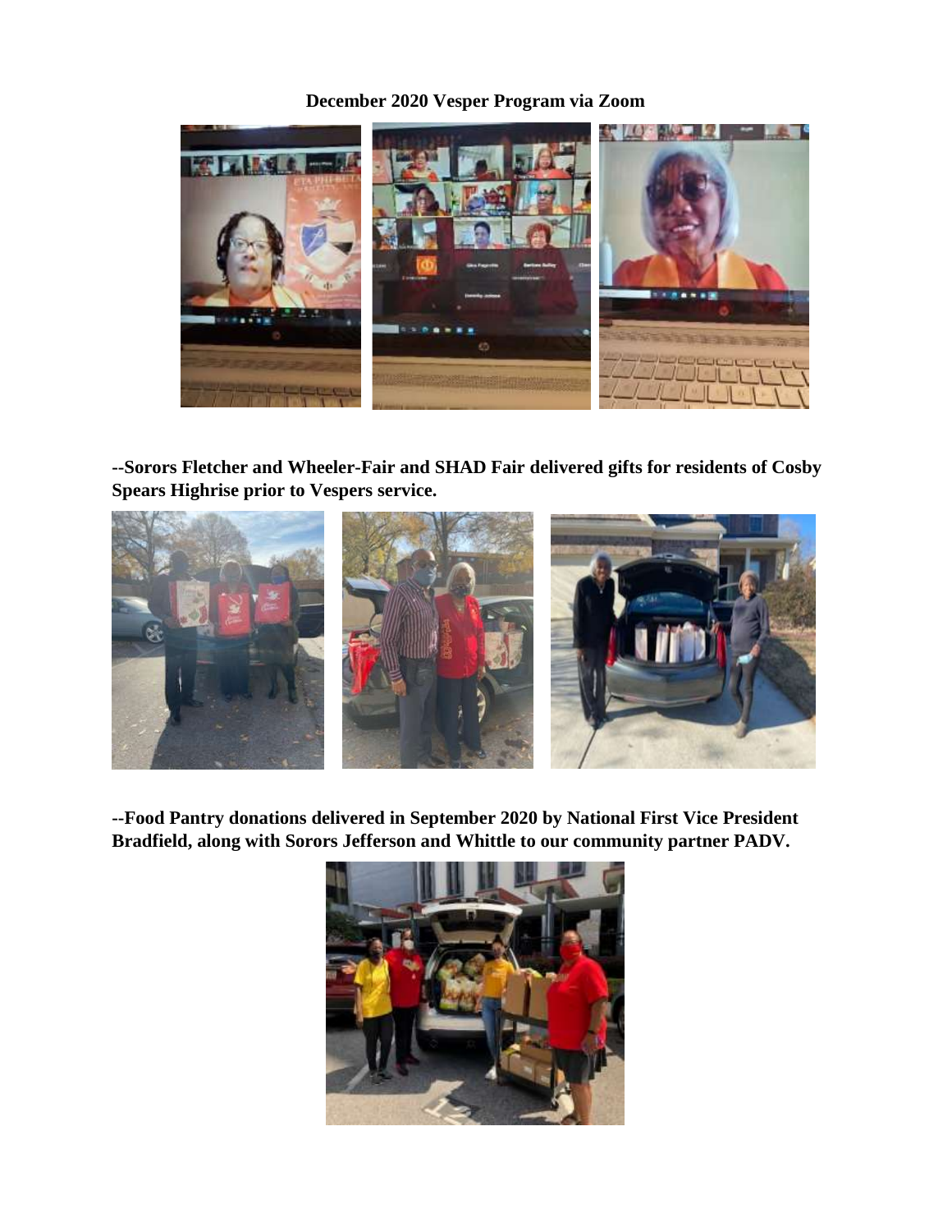**December 2020 Vesper Program via Zoom**

**--Sorors Fletcher and Wheeler-Fair and SHAD Fair delivered gifts for residents of Cosby Spears Highrise prior to Vespers service.**

**--Food Pantry donations delivered in September 2020 by National First Vice President Bradfield, along with Sorors Jefferson and Whittle to our community partner PADV.**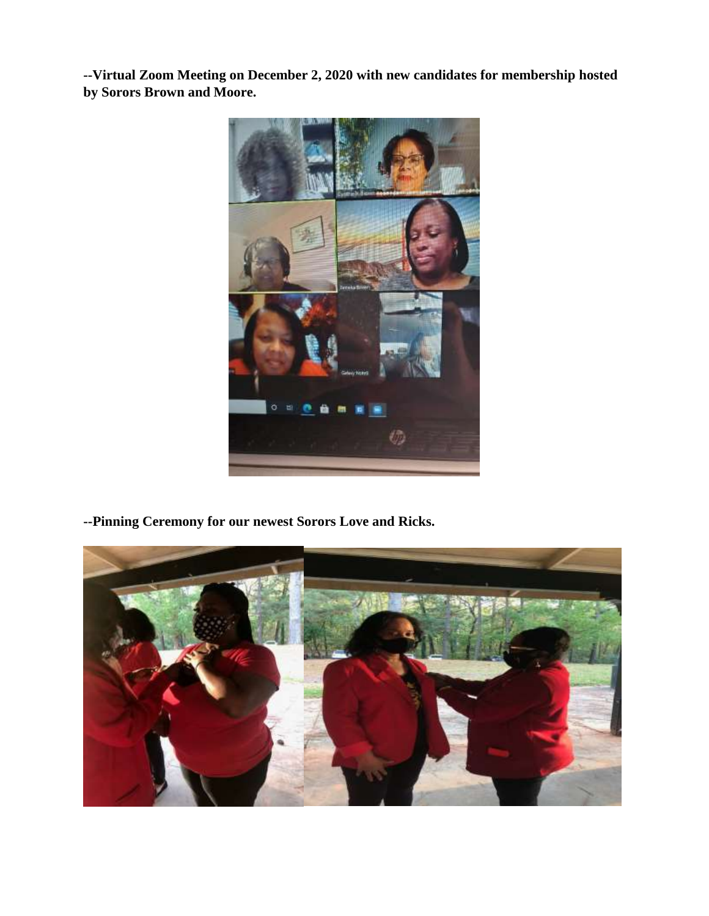**--Virtual Zoom Meeting on December 2, 2020 with new candidates for membership hosted by Sorors Brown and Moore.**

**--Pinning Ceremony for our newest Sorors Love and Ricks.**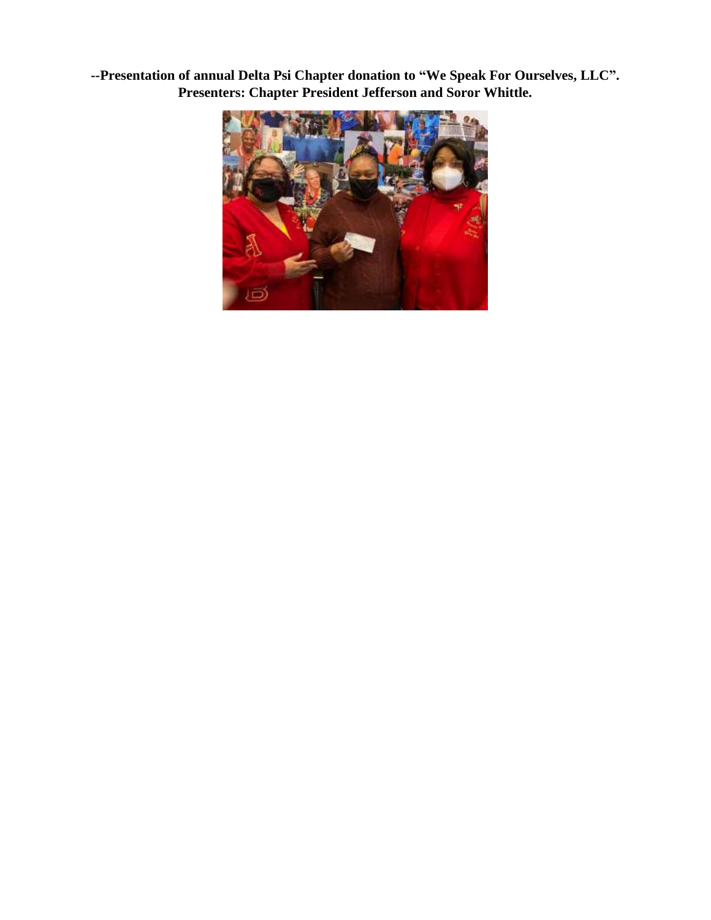**--Presentation of annual Delta Psi Chapter donation to "We Speak For Ourselves, LLC". Presenters: Chapter President Jefferson and Soror Whittle.**